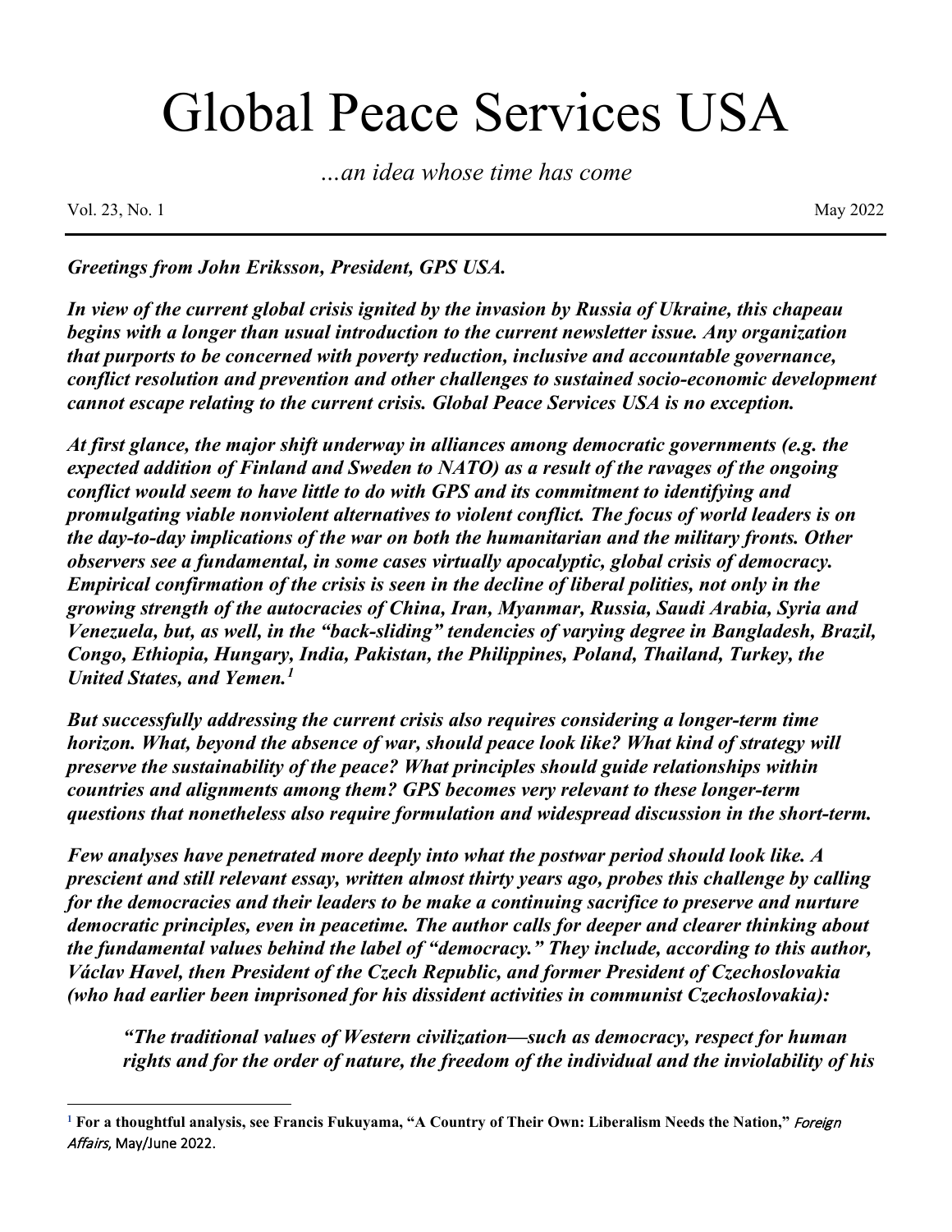# Global Peace Services USA

*...an idea whose time has come*

Vol. 23, No. 1 May 2022

---

***Greetings from John Eriksson, President, GPS USA.***

***In view of the current global crisis ignited by the invasion by Russia of Ukraine, this chapeau begins with a longer than usual introduction to the current newsletter issue. Any organization that purports to be concerned with poverty reduction, inclusive and accountable governance, conflict resolution and prevention and other challenges to sustained socio-economic development cannot escape relating to the current crisis. Global Peace Services USA is no exception.***

***At first glance, the major shift underway in alliances among democratic governments (e.g. the expected addition of Finland and Sweden to NATO) as a result of the ravages of the ongoing conflict would seem to have little to do with GPS and its commitment to identifying and promulgating viable nonviolent alternatives to violent conflict. The focus of world leaders is on the day-to-day implications of the war on both the humanitarian and the military fronts. Other observers see a fundamental, in some cases virtually apocalyptic, global crisis of democracy. Empirical confirmation of the crisis is seen in the decline of liberal polities, not only in the growing strength of the autocracies of China, Iran, Myanmar, Russia, Saudi Arabia, Syria and Venezuela, but, as well, in the "back-sliding" tendencies of varying degree in Bangladesh, Brazil, Congo, Ethiopia, Hungary, India, Pakistan, the Philippines, Poland, Thailand, Turkey, the United States, and Yemen.[1]***

***But successfully addressing the current crisis also requires considering a longer-term time horizon. What, beyond the absence of war, should peace look like? What kind of strategy will preserve the sustainability of the peace? What principles should guide relationships within countries and alignments among them? GPS becomes very relevant to these longer-term questions that nonetheless also require formulation and widespread discussion in the short-term.***

***Few analyses have penetrated more deeply into what the postwar period should look like. A prescient and still relevant essay, written almost thirty years ago, probes this challenge by calling for the democracies and their leaders to be make a continuing sacrifice to preserve and nurture democratic principles, even in peacetime. The author calls for deeper and clearer thinking about the fundamental values behind the label of "democracy." They include, according to this author, Václav Havel, then President of the Czech Republic, and former President of Czechoslovakia (who had earlier been imprisoned for his dissident activities in communist Czechoslovakia):***

> ***"The traditional values of Western civilization—such as democracy, respect for human rights and for the order of nature, the freedom of the individual and the inviolability of his***

---

[1] **For a thoughtful analysis, see Francis Fukuyama, "A Country of Their Own: Liberalism Needs the Nation,"** *Foreign Affairs,* May/June 2022.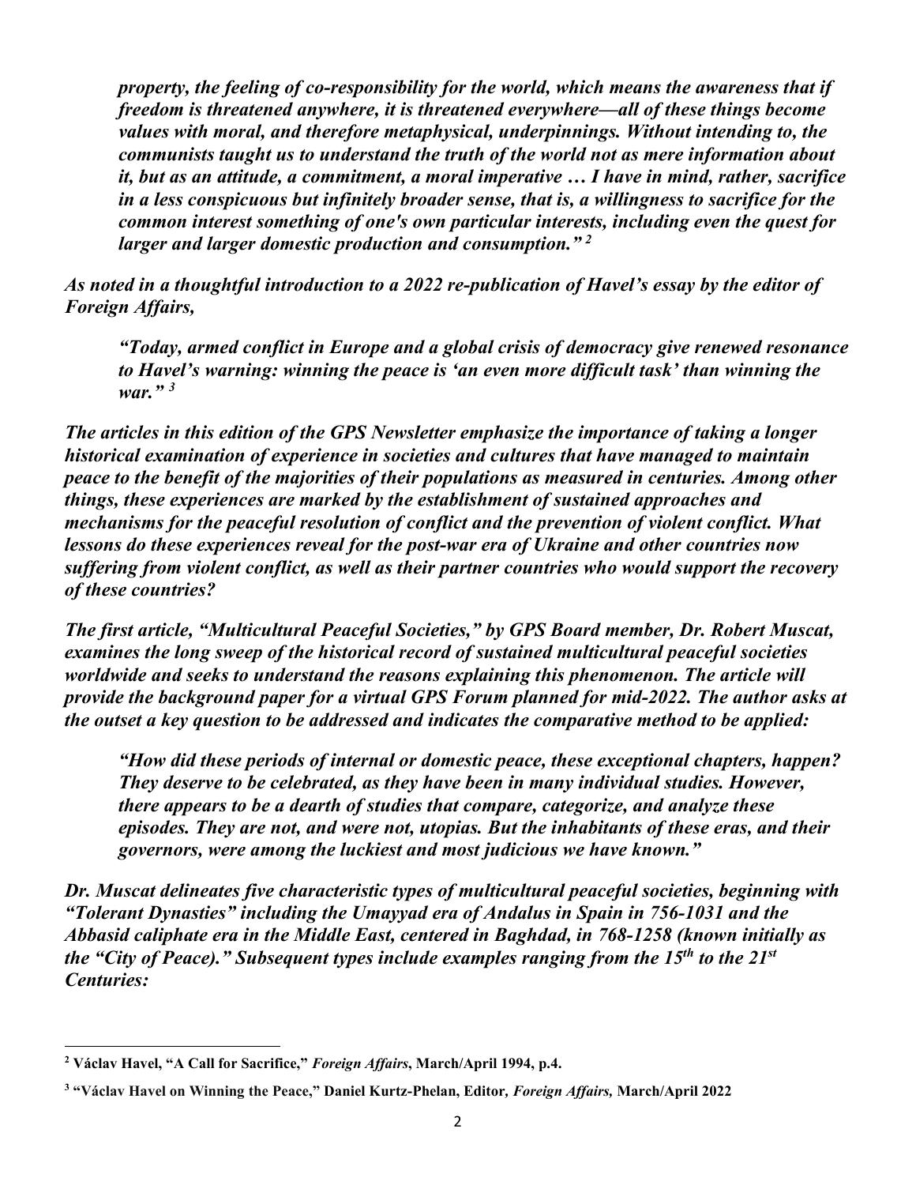*property, the feeling of co-responsibility for the world, which means the awareness that if freedom is threatened anywhere, it is threatened everywhere—all of these things become values with moral, and therefore metaphysical, underpinnings. Without intending to, the communists taught us to understand the truth of the world not as mere information about it, but as an attitude, a commitment, a moral imperative … I have in mind, rather, sacrifice in a less conspicuous but infinitely broader sense, that is, a willingness to sacrifice for the common interest something of one's own particular interests, including even the quest for larger and larger domestic production and consumption."* [2]

*As noted in a thoughtful introduction to a 2022 re-publication of Havel's essay by the editor of Foreign Affairs,*

> *"Today, armed conflict in Europe and a global crisis of democracy give renewed resonance to Havel's warning: winning the peace is 'an even more difficult task' than winning the war."* [3]

*The articles in this edition of the GPS Newsletter emphasize the importance of taking a longer historical examination of experience in societies and cultures that have managed to maintain peace to the benefit of the majorities of their populations as measured in centuries. Among other things, these experiences are marked by the establishment of sustained approaches and mechanisms for the peaceful resolution of conflict and the prevention of violent conflict. What lessons do these experiences reveal for the post-war era of Ukraine and other countries now suffering from violent conflict, as well as their partner countries who would support the recovery of these countries?*

*The first article, "Multicultural Peaceful Societies," by GPS Board member, Dr. Robert Muscat, examines the long sweep of the historical record of sustained multicultural peaceful societies worldwide and seeks to understand the reasons explaining this phenomenon. The article will provide the background paper for a virtual GPS Forum planned for mid-2022. The author asks at the outset a key question to be addressed and indicates the comparative method to be applied:*

> *"How did these periods of internal or domestic peace, these exceptional chapters, happen? They deserve to be celebrated, as they have been in many individual studies. However, there appears to be a dearth of studies that compare, categorize, and analyze these episodes. They are not, and were not, utopias. But the inhabitants of these eras, and their governors, were among the luckiest and most judicious we have known."*

*Dr. Muscat delineates five characteristic types of multicultural peaceful societies, beginning with "Tolerant Dynasties" including the Umayyad era of Andalus in Spain in 756-1031 and the Abbasid caliphate era in the Middle East, centered in Baghdad, in 768-1258 (known initially as the "City of Peace)." Subsequent types include examples ranging from the 15th to the 21st Centuries:*

---

[2] **Václav Havel, "A Call for Sacrifice,"** ***Foreign Affairs*****, March/April 1994, p.4.**

[3] **"Václav Havel on Winning the Peace," Daniel Kurtz-Phelan, Editor,** ***Foreign Affairs,*** **March/April 2022**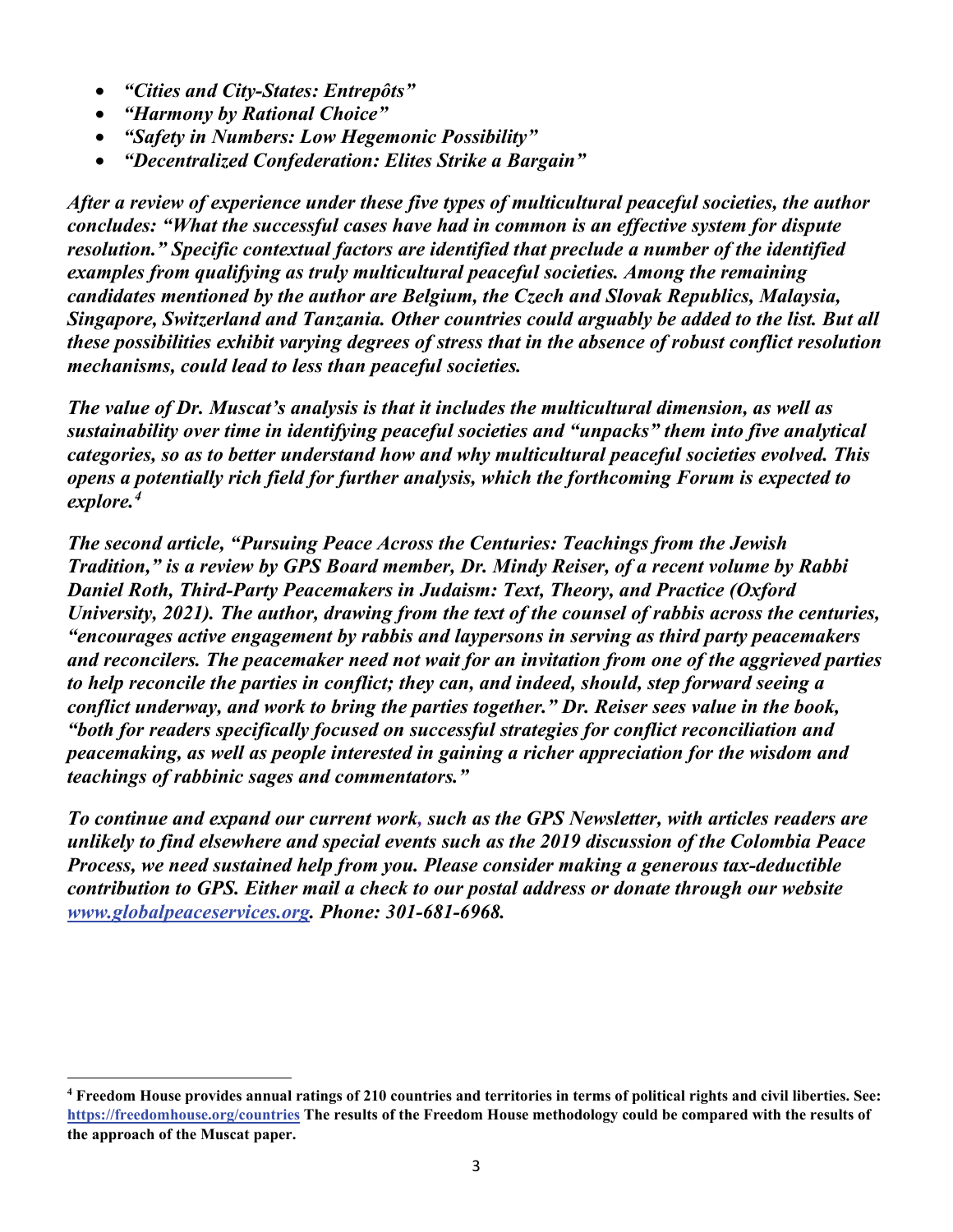- ***"Cities and City-States: Entrepôts"***
- ***"Harmony by Rational Choice"***
- ***"Safety in Numbers: Low Hegemonic Possibility"***
- ***"Decentralized Confederation: Elites Strike a Bargain"***

***After a review of experience under these five types of multicultural peaceful societies, the author concludes: "What the successful cases have had in common is an effective system for dispute resolution." Specific contextual factors are identified that preclude a number of the identified examples from qualifying as truly multicultural peaceful societies. Among the remaining candidates mentioned by the author are Belgium, the Czech and Slovak Republics, Malaysia, Singapore, Switzerland and Tanzania. Other countries could arguably be added to the list. But all these possibilities exhibit varying degrees of stress that in the absence of robust conflict resolution mechanisms, could lead to less than peaceful societies.***

***The value of Dr. Muscat's analysis is that it includes the multicultural dimension, as well as sustainability over time in identifying peaceful societies and "unpacks" them into five analytical categories, so as to better understand how and why multicultural peaceful societies evolved. This opens a potentially rich field for further analysis, which the forthcoming Forum is expected to explore.***[4]

***The second article, "Pursuing Peace Across the Centuries: Teachings from the Jewish Tradition," is a review by GPS Board member, Dr. Mindy Reiser, of a recent volume by Rabbi Daniel Roth, Third-Party Peacemakers in Judaism: Text, Theory, and Practice (Oxford University, 2021). The author, drawing from the text of the counsel of rabbis across the centuries, "encourages active engagement by rabbis and laypersons in serving as third party peacemakers and reconcilers. The peacemaker need not wait for an invitation from one of the aggrieved parties to help reconcile the parties in conflict; they can, and indeed, should, step forward seeing a conflict underway, and work to bring the parties together." Dr. Reiser sees value in the book, "both for readers specifically focused on successful strategies for conflict reconciliation and peacemaking, as well as people interested in gaining a richer appreciation for the wisdom and teachings of rabbinic sages and commentators."***

***To continue and expand our current work, such as the GPS Newsletter, with articles readers are unlikely to find elsewhere and special events such as the 2019 discussion of the Colombia Peace Process, we need sustained help from you. Please consider making a generous tax-deductible contribution to GPS. Either mail a check to our postal address or donate through our website [www.globalpeaceservices.org](http://www.globalpeaceservices.org). Phone: 301-681-6968.***

---

**[4] Freedom House provides annual ratings of 210 countries and territories in terms of political rights and civil liberties. See: https://freedomhouse.org/countries The results of the Freedom House methodology could be compared with the results of the approach of the Muscat paper.**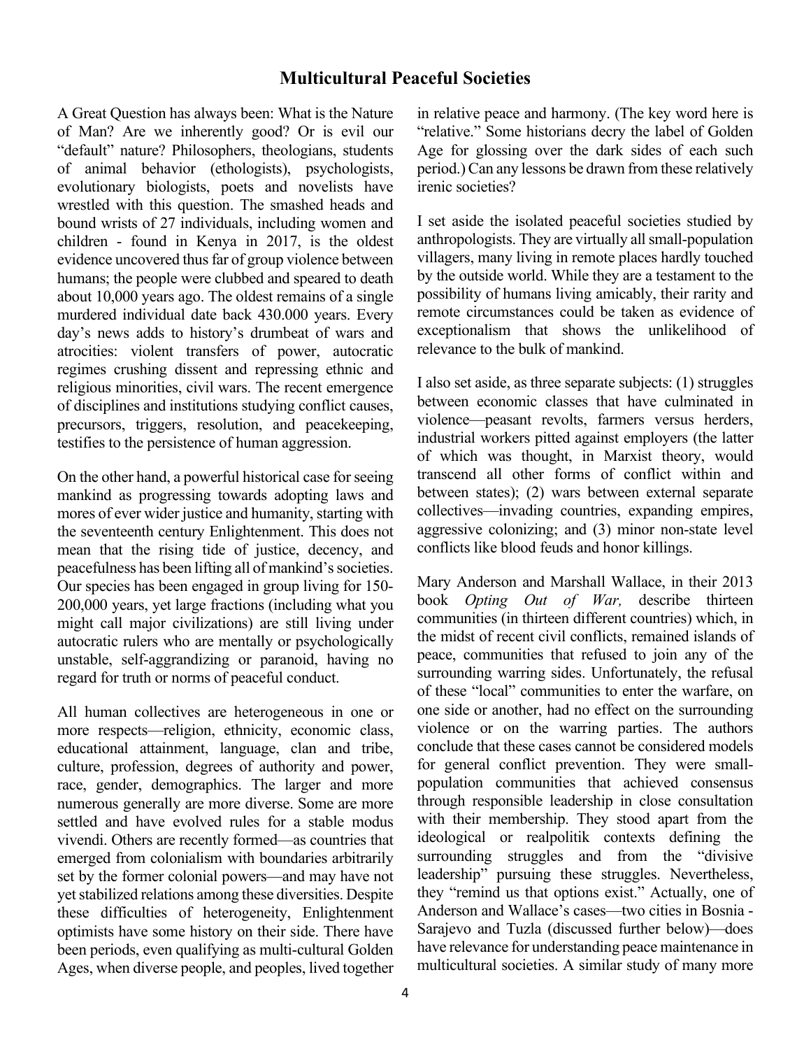## Multicultural Peaceful Societies

A Great Question has always been: What is the Nature of Man? Are we inherently good? Or is evil our "default" nature? Philosophers, theologians, students of animal behavior (ethologists), psychologists, evolutionary biologists, poets and novelists have wrestled with this question. The smashed heads and bound wrists of 27 individuals, including women and children - found in Kenya in 2017, is the oldest evidence uncovered thus far of group violence between humans; the people were clubbed and speared to death about 10,000 years ago. The oldest remains of a single murdered individual date back 430.000 years. Every day's news adds to history's drumbeat of wars and atrocities: violent transfers of power, autocratic regimes crushing dissent and repressing ethnic and religious minorities, civil wars. The recent emergence of disciplines and institutions studying conflict causes, precursors, triggers, resolution, and peacekeeping, testifies to the persistence of human aggression.

On the other hand, a powerful historical case for seeing mankind as progressing towards adopting laws and mores of ever wider justice and humanity, starting with the seventeenth century Enlightenment. This does not mean that the rising tide of justice, decency, and peacefulness has been lifting all of mankind's societies. Our species has been engaged in group living for 150-200,000 years, yet large fractions (including what you might call major civilizations) are still living under autocratic rulers who are mentally or psychologically unstable, self-aggrandizing or paranoid, having no regard for truth or norms of peaceful conduct.

All human collectives are heterogeneous in one or more respects—religion, ethnicity, economic class, educational attainment, language, clan and tribe, culture, profession, degrees of authority and power, race, gender, demographics. The larger and more numerous generally are more diverse. Some are more settled and have evolved rules for a stable modus vivendi. Others are recently formed—as countries that emerged from colonialism with boundaries arbitrarily set by the former colonial powers—and may have not yet stabilized relations among these diversities. Despite these difficulties of heterogeneity, Enlightenment optimists have some history on their side. There have been periods, even qualifying as multi-cultural Golden Ages, when diverse people, and peoples, lived together in relative peace and harmony. (The key word here is "relative." Some historians decry the label of Golden Age for glossing over the dark sides of each such period.) Can any lessons be drawn from these relatively irenic societies?

I set aside the isolated peaceful societies studied by anthropologists. They are virtually all small-population villagers, many living in remote places hardly touched by the outside world. While they are a testament to the possibility of humans living amicably, their rarity and remote circumstances could be taken as evidence of exceptionalism that shows the unlikelihood of relevance to the bulk of mankind.

I also set aside, as three separate subjects: (1) struggles between economic classes that have culminated in violence—peasant revolts, farmers versus herders, industrial workers pitted against employers (the latter of which was thought, in Marxist theory, would transcend all other forms of conflict within and between states); (2) wars between external separate collectives—invading countries, expanding empires, aggressive colonizing; and (3) minor non-state level conflicts like blood feuds and honor killings.

Mary Anderson and Marshall Wallace, in their 2013 book *Opting Out of War,* describe thirteen communities (in thirteen different countries) which, in the midst of recent civil conflicts, remained islands of peace, communities that refused to join any of the surrounding warring sides. Unfortunately, the refusal of these "local" communities to enter the warfare, on one side or another, had no effect on the surrounding violence or on the warring parties. The authors conclude that these cases cannot be considered models for general conflict prevention. They were small-population communities that achieved consensus through responsible leadership in close consultation with their membership. They stood apart from the ideological or realpolitik contexts defining the surrounding struggles and from the "divisive leadership" pursuing these struggles. Nevertheless, they "remind us that options exist." Actually, one of Anderson and Wallace's cases—two cities in Bosnia - Sarajevo and Tuzla (discussed further below)—does have relevance for understanding peace maintenance in multicultural societies. A similar study of many more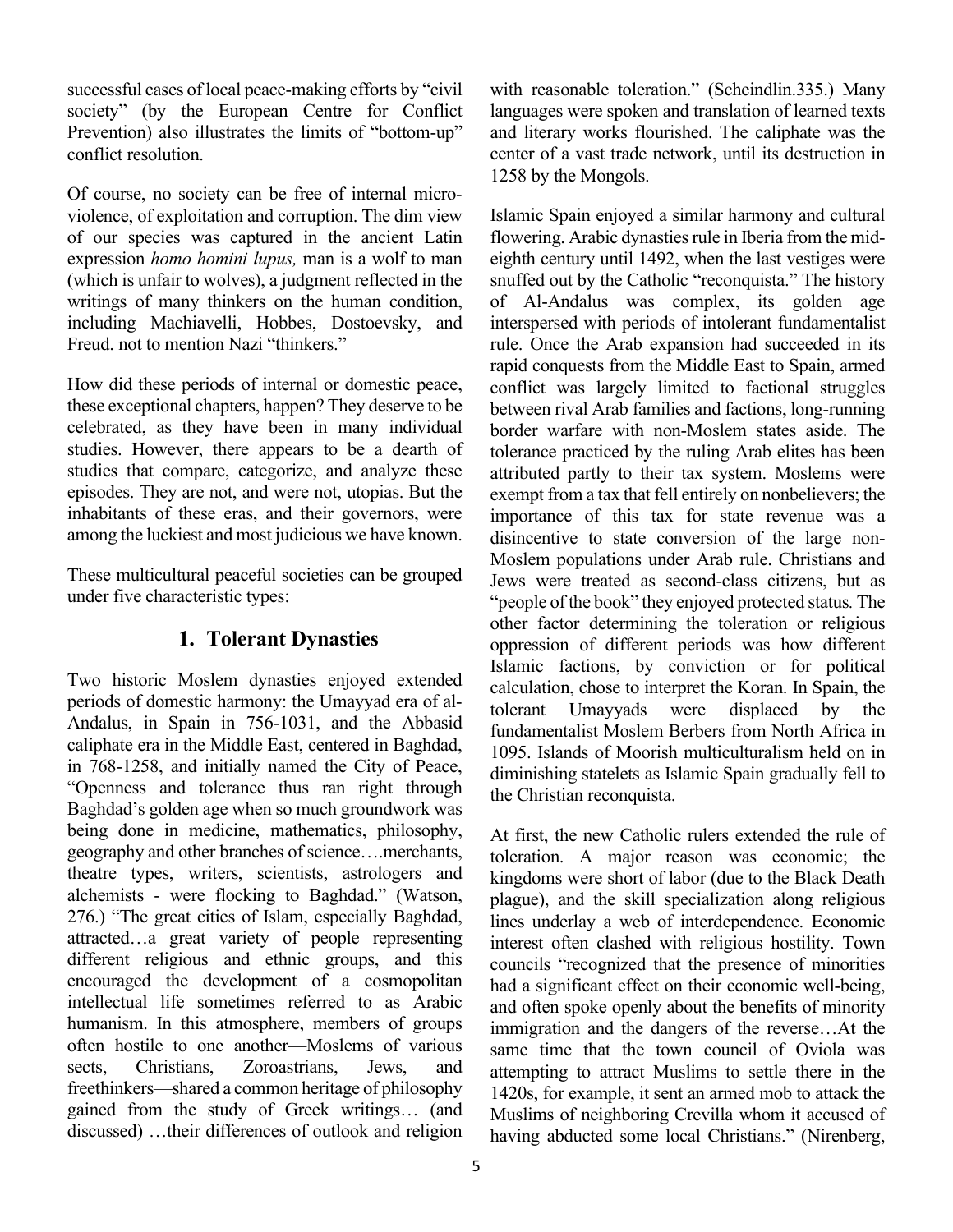successful cases of local peace-making efforts by "civil society" (by the European Centre for Conflict Prevention) also illustrates the limits of "bottom-up" conflict resolution.

Of course, no society can be free of internal micro-violence, of exploitation and corruption. The dim view of our species was captured in the ancient Latin expression *homo homini lupus,* man is a wolf to man (which is unfair to wolves), a judgment reflected in the writings of many thinkers on the human condition, including Machiavelli, Hobbes, Dostoevsky, and Freud. not to mention Nazi "thinkers."

How did these periods of internal or domestic peace, these exceptional chapters, happen? They deserve to be celebrated, as they have been in many individual studies. However, there appears to be a dearth of studies that compare, categorize, and analyze these episodes. They are not, and were not, utopias. But the inhabitants of these eras, and their governors, were among the luckiest and most judicious we have known.

These multicultural peaceful societies can be grouped under five characteristic types:

## 1. Tolerant Dynasties

Two historic Moslem dynasties enjoyed extended periods of domestic harmony: the Umayyad era of al-Andalus, in Spain in 756-1031, and the Abbasid caliphate era in the Middle East, centered in Baghdad, in 768-1258, and initially named the City of Peace, "Openness and tolerance thus ran right through Baghdad's golden age when so much groundwork was being done in medicine, mathematics, philosophy, geography and other branches of science….merchants, theatre types, writers, scientists, astrologers and alchemists - were flocking to Baghdad." (Watson, 276.) "The great cities of Islam, especially Baghdad, attracted…a great variety of people representing different religious and ethnic groups, and this encouraged the development of a cosmopolitan intellectual life sometimes referred to as Arabic humanism. In this atmosphere, members of groups often hostile to one another—Moslems of various sects, Christians, Zoroastrians, Jews, and freethinkers—shared a common heritage of philosophy gained from the study of Greek writings… (and discussed) …their differences of outlook and religion with reasonable toleration." (Scheindlin.335.) Many languages were spoken and translation of learned texts and literary works flourished. The caliphate was the center of a vast trade network, until its destruction in 1258 by the Mongols.

Islamic Spain enjoyed a similar harmony and cultural flowering. Arabic dynasties rule in Iberia from the mid-eighth century until 1492, when the last vestiges were snuffed out by the Catholic "reconquista." The history of Al-Andalus was complex, its golden age interspersed with periods of intolerant fundamentalist rule. Once the Arab expansion had succeeded in its rapid conquests from the Middle East to Spain, armed conflict was largely limited to factional struggles between rival Arab families and factions, long-running border warfare with non-Moslem states aside. The tolerance practiced by the ruling Arab elites has been attributed partly to their tax system. Moslems were exempt from a tax that fell entirely on nonbelievers; the importance of this tax for state revenue was a disincentive to state conversion of the large non-Moslem populations under Arab rule. Christians and Jews were treated as second-class citizens, but as "people of the book" they enjoyed protected status. The other factor determining the toleration or religious oppression of different periods was how different Islamic factions, by conviction or for political calculation, chose to interpret the Koran. In Spain, the tolerant Umayyads were displaced by the fundamentalist Moslem Berbers from North Africa in 1095. Islands of Moorish multiculturalism held on in diminishing statelets as Islamic Spain gradually fell to the Christian reconquista.

At first, the new Catholic rulers extended the rule of toleration. A major reason was economic; the kingdoms were short of labor (due to the Black Death plague), and the skill specialization along religious lines underlay a web of interdependence. Economic interest often clashed with religious hostility. Town councils "recognized that the presence of minorities had a significant effect on their economic well-being, and often spoke openly about the benefits of minority immigration and the dangers of the reverse…At the same time that the town council of Oviola was attempting to attract Muslims to settle there in the 1420s, for example, it sent an armed mob to attack the Muslims of neighboring Crevilla whom it accused of having abducted some local Christians." (Nirenberg,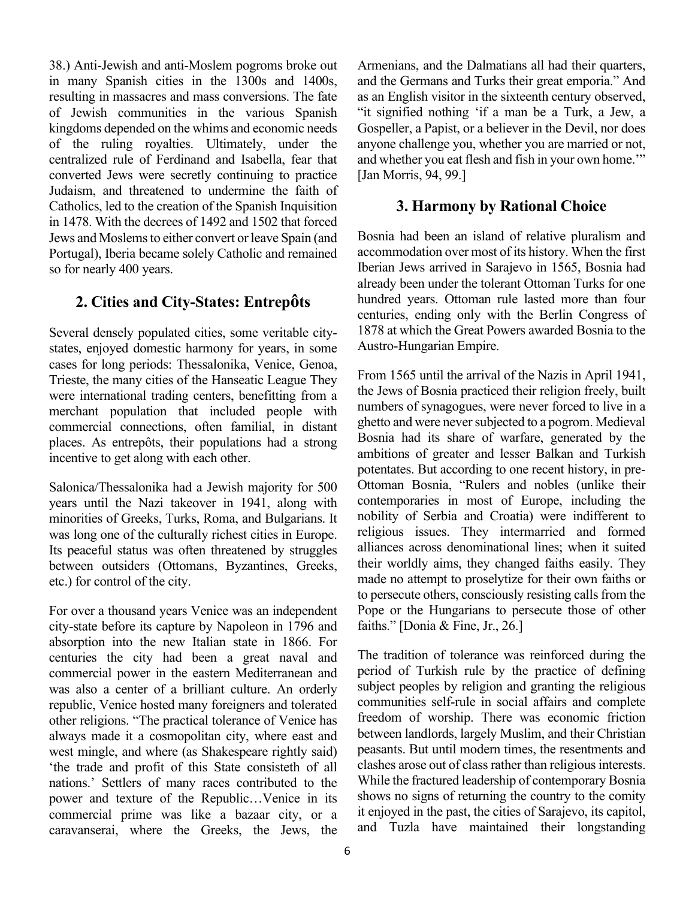38.) Anti-Jewish and anti-Moslem pogroms broke out in many Spanish cities in the 1300s and 1400s, resulting in massacres and mass conversions. The fate of Jewish communities in the various Spanish kingdoms depended on the whims and economic needs of the ruling royalties. Ultimately, under the centralized rule of Ferdinand and Isabella, fear that converted Jews were secretly continuing to practice Judaism, and threatened to undermine the faith of Catholics, led to the creation of the Spanish Inquisition in 1478. With the decrees of 1492 and 1502 that forced Jews and Moslems to either convert or leave Spain (and Portugal), Iberia became solely Catholic and remained so for nearly 400 years.

## 2. Cities and City-States: Entrepôts

Several densely populated cities, some veritable city-states, enjoyed domestic harmony for years, in some cases for long periods: Thessalonika, Venice, Genoa, Trieste, the many cities of the Hanseatic League They were international trading centers, benefitting from a merchant population that included people with commercial connections, often familial, in distant places. As entrepôts, their populations had a strong incentive to get along with each other.

Salonica/Thessalonika had a Jewish majority for 500 years until the Nazi takeover in 1941, along with minorities of Greeks, Turks, Roma, and Bulgarians. It was long one of the culturally richest cities in Europe. Its peaceful status was often threatened by struggles between outsiders (Ottomans, Byzantines, Greeks, etc.) for control of the city.

For over a thousand years Venice was an independent city-state before its capture by Napoleon in 1796 and absorption into the new Italian state in 1866. For centuries the city had been a great naval and commercial power in the eastern Mediterranean and was also a center of a brilliant culture. An orderly republic, Venice hosted many foreigners and tolerated other religions. "The practical tolerance of Venice has always made it a cosmopolitan city, where east and west mingle, and where (as Shakespeare rightly said) 'the trade and profit of this State consisteth of all nations.' Settlers of many races contributed to the power and texture of the Republic…Venice in its commercial prime was like a bazaar city, or a caravanserai, where the Greeks, the Jews, the Armenians, and the Dalmatians all had their quarters, and the Germans and Turks their great emporia." And as an English visitor in the sixteenth century observed, "it signified nothing 'if a man be a Turk, a Jew, a Gospeller, a Papist, or a believer in the Devil, nor does anyone challenge you, whether you are married or not, and whether you eat flesh and fish in your own home.'" [Jan Morris, 94, 99.]

## 3. Harmony by Rational Choice

Bosnia had been an island of relative pluralism and accommodation over most of its history. When the first Iberian Jews arrived in Sarajevo in 1565, Bosnia had already been under the tolerant Ottoman Turks for one hundred years. Ottoman rule lasted more than four centuries, ending only with the Berlin Congress of 1878 at which the Great Powers awarded Bosnia to the Austro-Hungarian Empire.

From 1565 until the arrival of the Nazis in April 1941, the Jews of Bosnia practiced their religion freely, built numbers of synagogues, were never forced to live in a ghetto and were never subjected to a pogrom. Medieval Bosnia had its share of warfare, generated by the ambitions of greater and lesser Balkan and Turkish potentates. But according to one recent history, in pre-Ottoman Bosnia, "Rulers and nobles (unlike their contemporaries in most of Europe, including the nobility of Serbia and Croatia) were indifferent to religious issues. They intermarried and formed alliances across denominational lines; when it suited their worldly aims, they changed faiths easily. They made no attempt to proselytize for their own faiths or to persecute others, consciously resisting calls from the Pope or the Hungarians to persecute those of other faiths." [Donia & Fine, Jr., 26.]

The tradition of tolerance was reinforced during the period of Turkish rule by the practice of defining subject peoples by religion and granting the religious communities self-rule in social affairs and complete freedom of worship. There was economic friction between landlords, largely Muslim, and their Christian peasants. But until modern times, the resentments and clashes arose out of class rather than religious interests. While the fractured leadership of contemporary Bosnia shows no signs of returning the country to the comity it enjoyed in the past, the cities of Sarajevo, its capitol, and Tuzla have maintained their longstanding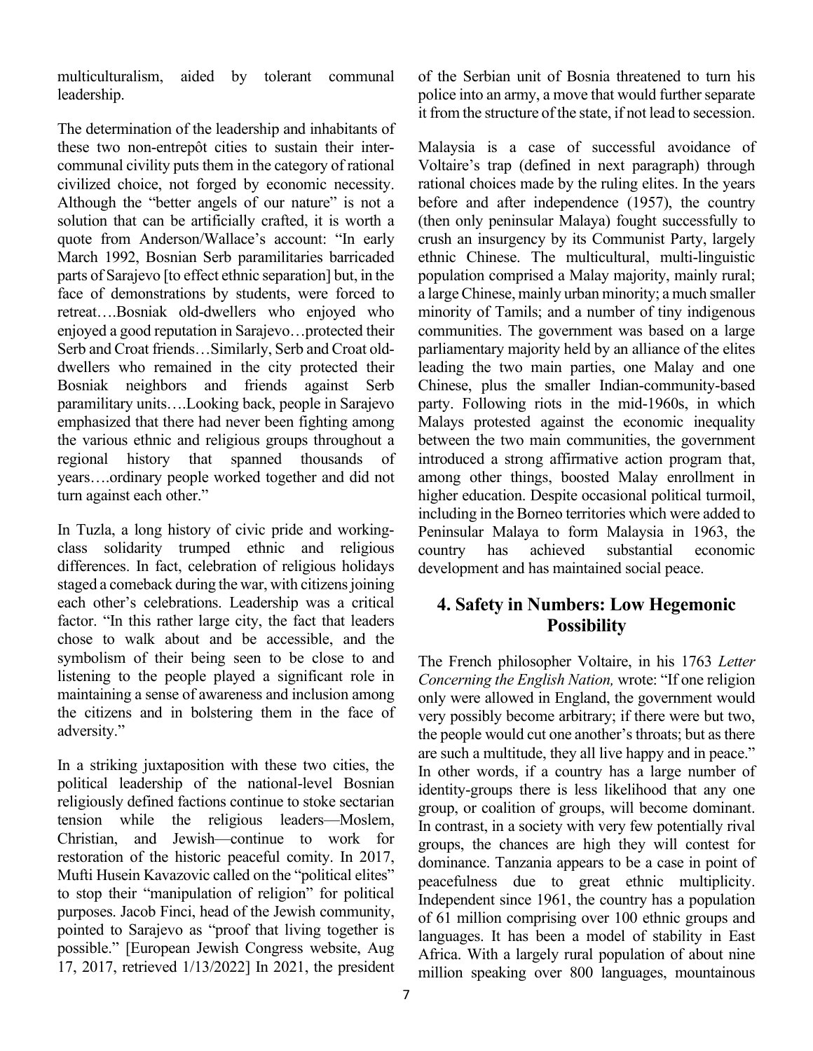multiculturalism, aided by tolerant communal leadership.

The determination of the leadership and inhabitants of these two non-entrepôt cities to sustain their inter-communal civility puts them in the category of rational civilized choice, not forged by economic necessity. Although the "better angels of our nature" is not a solution that can be artificially crafted, it is worth a quote from Anderson/Wallace's account: "In early March 1992, Bosnian Serb paramilitaries barricaded parts of Sarajevo [to effect ethnic separation] but, in the face of demonstrations by students, were forced to retreat….Bosniak old-dwellers who enjoyed who enjoyed a good reputation in Sarajevo…protected their Serb and Croat friends…Similarly, Serb and Croat old-dwellers who remained in the city protected their Bosniak neighbors and friends against Serb paramilitary units….Looking back, people in Sarajevo emphasized that there had never been fighting among the various ethnic and religious groups throughout a regional history that spanned thousands of years….ordinary people worked together and did not turn against each other."

In Tuzla, a long history of civic pride and working-class solidarity trumped ethnic and religious differences. In fact, celebration of religious holidays staged a comeback during the war, with citizens joining each other's celebrations. Leadership was a critical factor. "In this rather large city, the fact that leaders chose to walk about and be accessible, and the symbolism of their being seen to be close to and listening to the people played a significant role in maintaining a sense of awareness and inclusion among the citizens and in bolstering them in the face of adversity."

In a striking juxtaposition with these two cities, the political leadership of the national-level Bosnian religiously defined factions continue to stoke sectarian tension while the religious leaders—Moslem, Christian, and Jewish—continue to work for restoration of the historic peaceful comity. In 2017, Mufti Husein Kavazovic called on the "political elites" to stop their "manipulation of religion" for political purposes. Jacob Finci, head of the Jewish community, pointed to Sarajevo as "proof that living together is possible." [European Jewish Congress website, Aug 17, 2017, retrieved 1/13/2022] In 2021, the president of the Serbian unit of Bosnia threatened to turn his police into an army, a move that would further separate it from the structure of the state, if not lead to secession.

Malaysia is a case of successful avoidance of Voltaire's trap (defined in next paragraph) through rational choices made by the ruling elites. In the years before and after independence (1957), the country (then only peninsular Malaya) fought successfully to crush an insurgency by its Communist Party, largely ethnic Chinese. The multicultural, multi-linguistic population comprised a Malay majority, mainly rural; a large Chinese, mainly urban minority; a much smaller minority of Tamils; and a number of tiny indigenous communities. The government was based on a large parliamentary majority held by an alliance of the elites leading the two main parties, one Malay and one Chinese, plus the smaller Indian-community-based party. Following riots in the mid-1960s, in which Malays protested against the economic inequality between the two main communities, the government introduced a strong affirmative action program that, among other things, boosted Malay enrollment in higher education. Despite occasional political turmoil, including in the Borneo territories which were added to Peninsular Malaya to form Malaysia in 1963, the country has achieved substantial economic development and has maintained social peace.

## 4. Safety in Numbers: Low Hegemonic Possibility

The French philosopher Voltaire, in his 1763 *Letter Concerning the English Nation,* wrote: "If one religion only were allowed in England, the government would very possibly become arbitrary; if there were but two, the people would cut one another's throats; but as there are such a multitude, they all live happy and in peace." In other words, if a country has a large number of identity-groups there is less likelihood that any one group, or coalition of groups, will become dominant. In contrast, in a society with very few potentially rival groups, the chances are high they will contest for dominance. Tanzania appears to be a case in point of peacefulness due to great ethnic multiplicity. Independent since 1961, the country has a population of 61 million comprising over 100 ethnic groups and languages. It has been a model of stability in East Africa. With a largely rural population of about nine million speaking over 800 languages, mountainous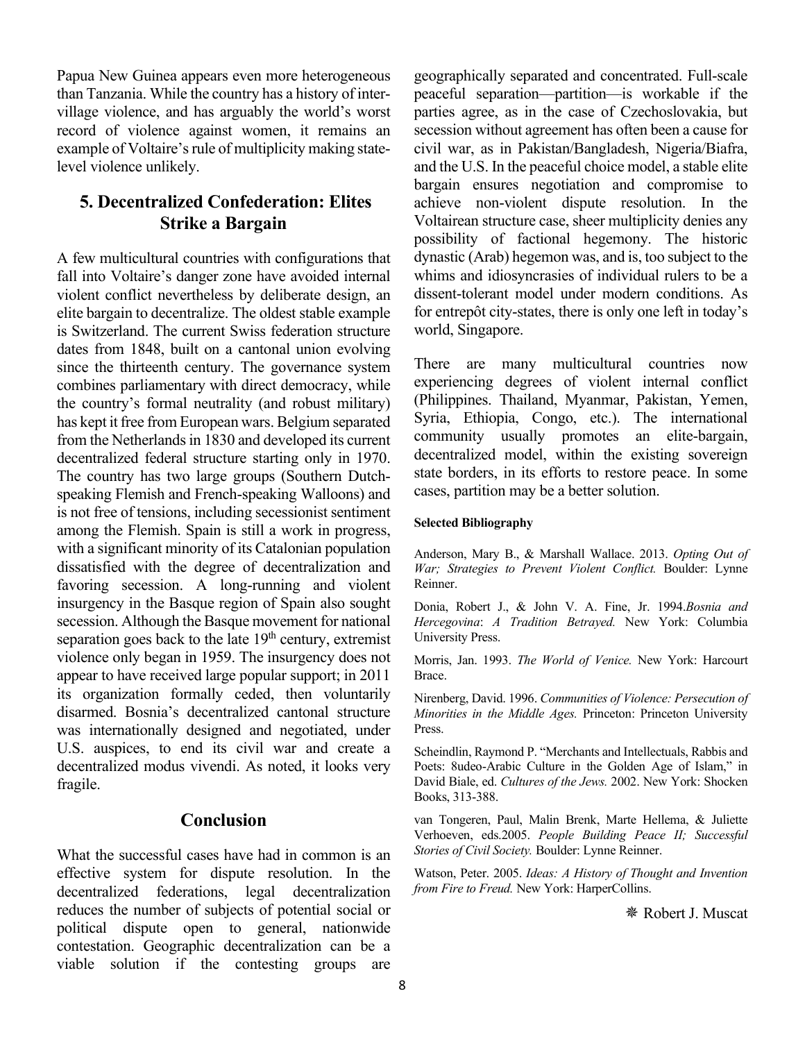Papua New Guinea appears even more heterogeneous than Tanzania. While the country has a history of inter-village violence, and has arguably the world's worst record of violence against women, it remains an example of Voltaire's rule of multiplicity making state-level violence unlikely.

## 5. Decentralized Confederation: Elites Strike a Bargain

A few multicultural countries with configurations that fall into Voltaire's danger zone have avoided internal violent conflict nevertheless by deliberate design, an elite bargain to decentralize. The oldest stable example is Switzerland. The current Swiss federation structure dates from 1848, built on a cantonal union evolving since the thirteenth century. The governance system combines parliamentary with direct democracy, while the country's formal neutrality (and robust military) has kept it free from European wars. Belgium separated from the Netherlands in 1830 and developed its current decentralized federal structure starting only in 1970. The country has two large groups (Southern Dutch-speaking Flemish and French-speaking Walloons) and is not free of tensions, including secessionist sentiment among the Flemish. Spain is still a work in progress, with a significant minority of its Catalonian population dissatisfied with the degree of decentralization and favoring secession. A long-running and violent insurgency in the Basque region of Spain also sought secession. Although the Basque movement for national separation goes back to the late 19th century, extremist violence only began in 1959. The insurgency does not appear to have received large popular support; in 2011 its organization formally ceded, then voluntarily disarmed. Bosnia's decentralized cantonal structure was internationally designed and negotiated, under U.S. auspices, to end its civil war and create a decentralized modus vivendi. As noted, it looks very fragile.

## Conclusion

What the successful cases have had in common is an effective system for dispute resolution. In the decentralized federations, legal decentralization reduces the number of subjects of potential social or political dispute open to general, nationwide contestation. Geographic decentralization can be a viable solution if the contesting groups are geographically separated and concentrated. Full-scale peaceful separation—partition—is workable if the parties agree, as in the case of Czechoslovakia, but secession without agreement has often been a cause for civil war, as in Pakistan/Bangladesh, Nigeria/Biafra, and the U.S. In the peaceful choice model, a stable elite bargain ensures negotiation and compromise to achieve non-violent dispute resolution. In the Voltairean structure case, sheer multiplicity denies any possibility of factional hegemony. The historic dynastic (Arab) hegemon was, and is, too subject to the whims and idiosyncrasies of individual rulers to be a dissent-tolerant model under modern conditions. As for entrepôt city-states, there is only one left in today's world, Singapore.

There are many multicultural countries now experiencing degrees of violent internal conflict (Philippines. Thailand, Myanmar, Pakistan, Yemen, Syria, Ethiopia, Congo, etc.). The international community usually promotes an elite-bargain, decentralized model, within the existing sovereign state borders, in its efforts to restore peace. In some cases, partition may be a better solution.

**Selected Bibliography**

Anderson, Mary B., & Marshall Wallace. 2013. *Opting Out of War; Strategies to Prevent Violent Conflict.* Boulder: Lynne Reinner.

Donia, Robert J., & John V. A. Fine, Jr. 1994.*Bosnia and Hercegovina*: *A Tradition Betrayed.* New York: Columbia University Press.

Morris, Jan. 1993. *The World of Venice.* New York: Harcourt Brace.

Nirenberg, David. 1996. *Communities of Violence: Persecution of Minorities in the Middle Ages.* Princeton: Princeton University Press.

Scheindlin, Raymond P. "Merchants and Intellectuals, Rabbis and Poets: 8udeo-Arabic Culture in the Golden Age of Islam," in David Biale, ed. *Cultures of the Jews.* 2002. New York: Shocken Books, 313-388.

van Tongeren, Paul, Malin Brenk, Marte Hellema, & Juliette Verhoeven, eds.2005. *People Building Peace II; Successful Stories of Civil Society.* Boulder: Lynne Reinner.

Watson, Peter. 2005. *Ideas: A History of Thought and Invention from Fire to Freud.* New York: HarperCollins.

❋ Robert J. Muscat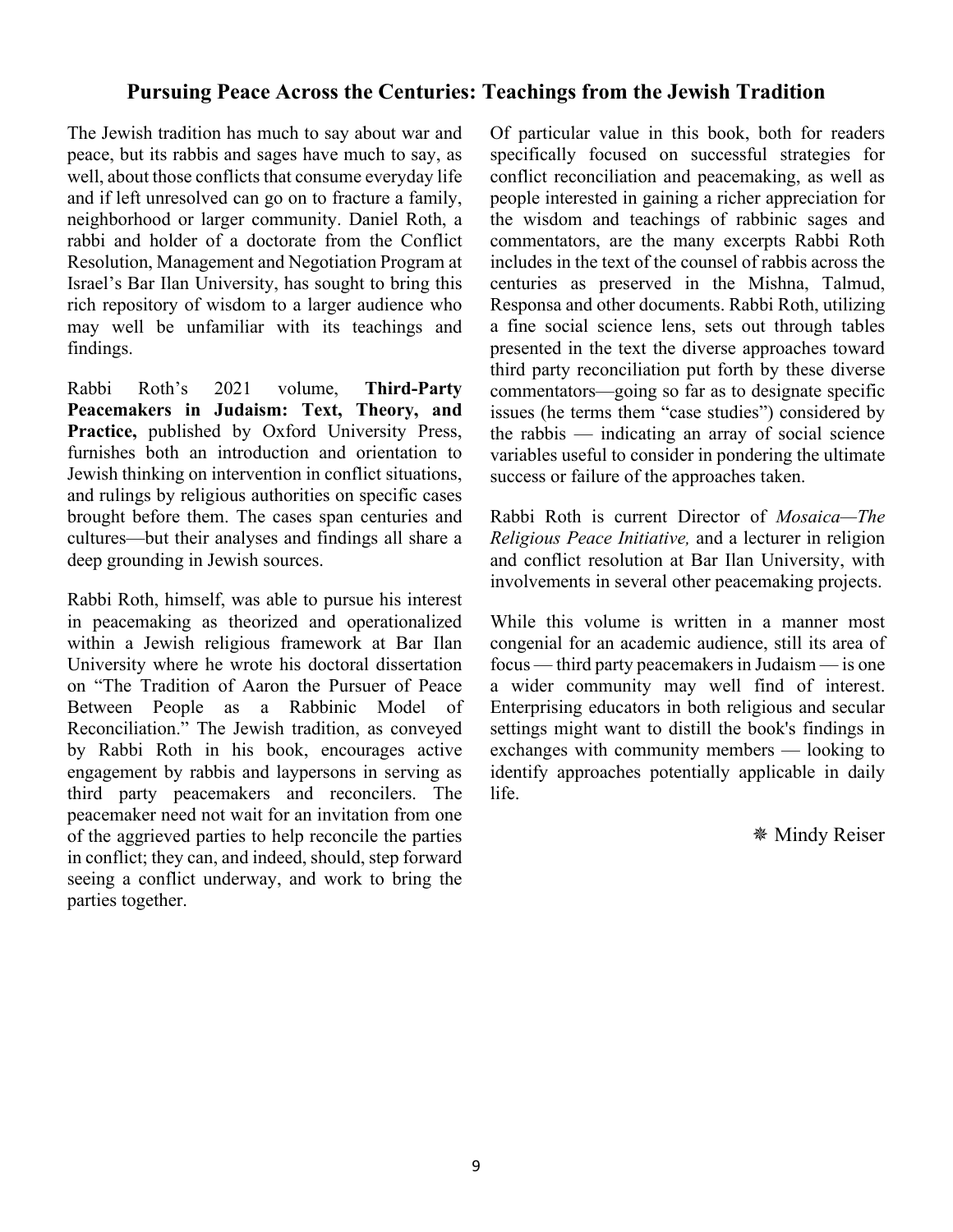## Pursuing Peace Across the Centuries: Teachings from the Jewish Tradition

The Jewish tradition has much to say about war and peace, but its rabbis and sages have much to say, as well, about those conflicts that consume everyday life and if left unresolved can go on to fracture a family, neighborhood or larger community. Daniel Roth, a rabbi and holder of a doctorate from the Conflict Resolution, Management and Negotiation Program at Israel's Bar Ilan University, has sought to bring this rich repository of wisdom to a larger audience who may well be unfamiliar with its teachings and findings.

Rabbi Roth's 2021 volume, **Third-Party Peacemakers in Judaism: Text, Theory, and Practice,** published by Oxford University Press, furnishes both an introduction and orientation to Jewish thinking on intervention in conflict situations, and rulings by religious authorities on specific cases brought before them. The cases span centuries and cultures—but their analyses and findings all share a deep grounding in Jewish sources.

Rabbi Roth, himself, was able to pursue his interest in peacemaking as theorized and operationalized within a Jewish religious framework at Bar Ilan University where he wrote his doctoral dissertation on "The Tradition of Aaron the Pursuer of Peace Between People as a Rabbinic Model of Reconciliation." The Jewish tradition, as conveyed by Rabbi Roth in his book, encourages active engagement by rabbis and laypersons in serving as third party peacemakers and reconcilers. The peacemaker need not wait for an invitation from one of the aggrieved parties to help reconcile the parties in conflict; they can, and indeed, should, step forward seeing a conflict underway, and work to bring the parties together.

Of particular value in this book, both for readers specifically focused on successful strategies for conflict reconciliation and peacemaking, as well as people interested in gaining a richer appreciation for the wisdom and teachings of rabbinic sages and commentators, are the many excerpts Rabbi Roth includes in the text of the counsel of rabbis across the centuries as preserved in the Mishna, Talmud, Responsa and other documents. Rabbi Roth, utilizing a fine social science lens, sets out through tables presented in the text the diverse approaches toward third party reconciliation put forth by these diverse commentators—going so far as to designate specific issues (he terms them "case studies") considered by the rabbis — indicating an array of social science variables useful to consider in pondering the ultimate success or failure of the approaches taken.

Rabbi Roth is current Director of *Mosaica—The Religious Peace Initiative,* and a lecturer in religion and conflict resolution at Bar Ilan University, with involvements in several other peacemaking projects.

While this volume is written in a manner most congenial for an academic audience, still its area of focus — third party peacemakers in Judaism — is one a wider community may well find of interest. Enterprising educators in both religious and secular settings might want to distill the book's findings in exchanges with community members — looking to identify approaches potentially applicable in daily life.

❋ Mindy Reiser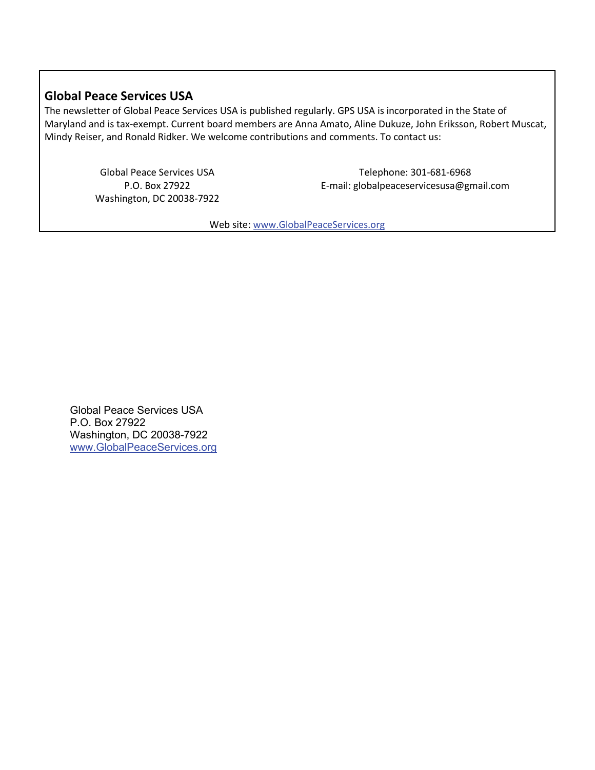## Global Peace Services USA

The newsletter of Global Peace Services USA is published regularly. GPS USA is incorporated in the State of Maryland and is tax-exempt. Current board members are Anna Amato, Aline Dukuze, John Eriksson, Robert Muscat, Mindy Reiser, and Ronald Ridker. We welcome contributions and comments. To contact us:

Global Peace Services USA
P.O. Box 27922
Washington, DC 20038-7922

Telephone: 301-681-6968
E-mail: globalpeaceservicesusa@gmail.com

Web site: www.GlobalPeaceServices.org

Global Peace Services USA
P.O. Box 27922
Washington, DC 20038-7922
www.GlobalPeaceServices.org